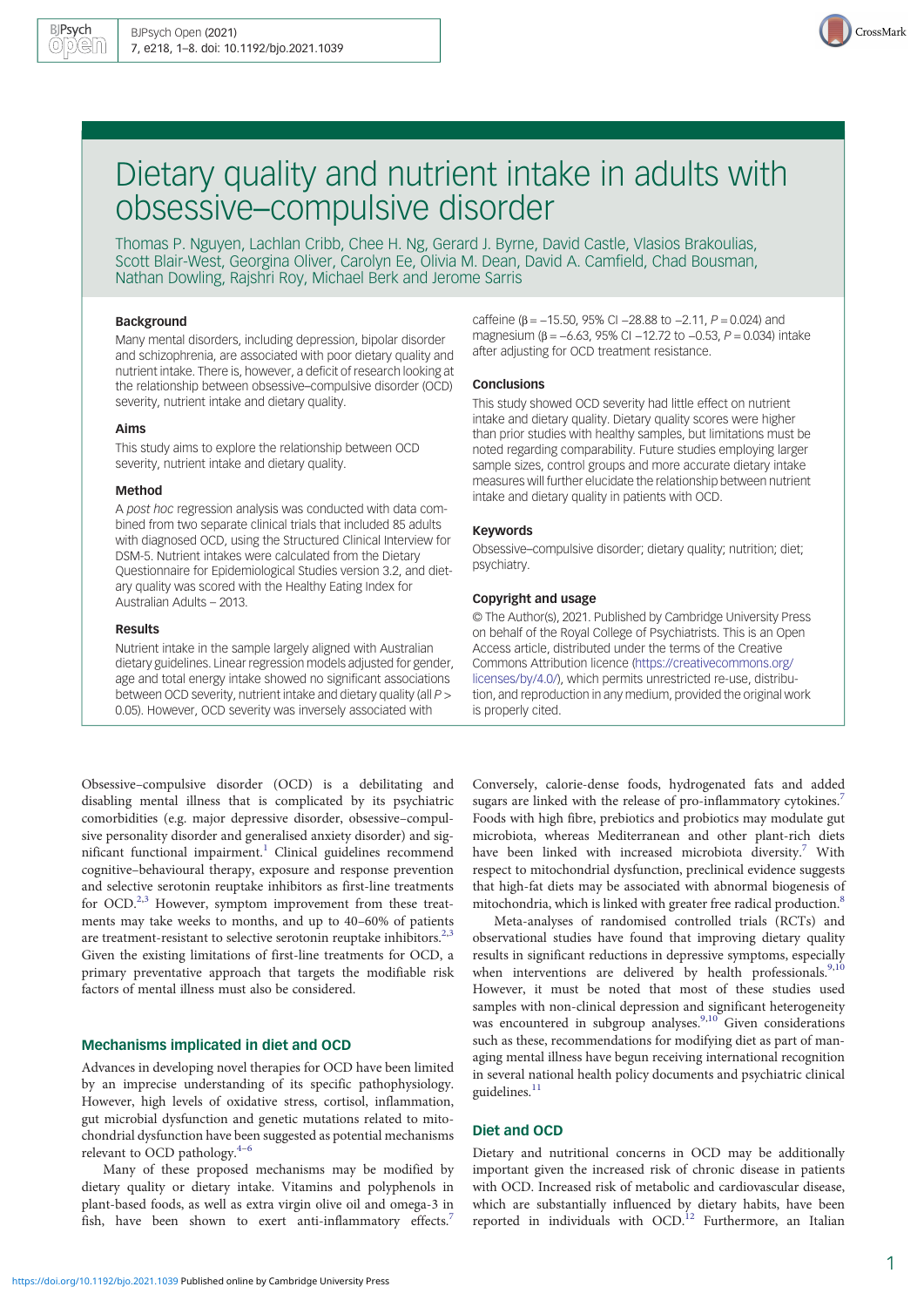# Dietary quality and nutrient intake in adults with obsessive–compulsive disorder

Thomas P. Nguyen, Lachlan Cribb, Chee H. Ng, Gerard J. Byrne, David Castle, Vlasios Brakoulias, Scott Blair-West, Georgina Oliver, Carolyn Ee, Olivia M. Dean, David A. Camfield, Chad Bousman, Nathan Dowling, Rajshri Roy, Michael Berk and Jerome Sarris

### Background

Many mental disorders, including depression, bipolar disorder and schizophrenia, are associated with poor dietary quality and nutrient intake. There is, however, a deficit of research looking at the relationship between obsessive–compulsive disorder (OCD) severity, nutrient intake and dietary quality.

### Aims

This study aims to explore the relationship between OCD severity, nutrient intake and dietary quality.

### Method

A *post hoc* regression analysis was conducted with data combined from two separate clinical trials that included 85 adults with diagnosed OCD, using the Structured Clinical Interview for DSM-5. Nutrient intakes were calculated from the Dietary Questionnaire for Epidemiological Studies version 3.2, and dietary quality was scored with the Healthy Eating Index for Australian Adults – 2013.

### Results

Nutrient intake in the sample largely aligned with Australian dietary guidelines. Linear regression models adjusted for gender, age and total energy intake showed no significant associations between OCD severity, nutrient intake and dietary quality (all $P > 0.05$). However, OCD severity was inversely associated with caffeine ($\beta = -15.50$, 95% CI −28.88 to −2.11, $P = 0.024$) and magnesium ($\beta = -6.63$, 95% CI −12.72 to −0.53, $P = 0.034$) intake after adjusting for OCD treatment resistance.

### Conclusions

This study showed OCD severity had little effect on nutrient intake and dietary quality. Dietary quality scores were higher than prior studies with healthy samples, but limitations must be noted regarding comparability. Future studies employing larger sample sizes, control groups and more accurate dietary intake measures will further elucidate the relationship between nutrient intake and dietary quality in patients with OCD.

### Keywords

Obsessive–compulsive disorder; dietary quality; nutrition; diet; psychiatry.

### Copyright and usage

© The Author(s), 2021. Published by Cambridge University Press on behalf of the Royal College of Psychiatrists. This is an Open Access article, distributed under the terms of the Creative Commons Attribution licence (https://creativecommons.org/licenses/by/4.0/), which permits unrestricted re-use, distribution, and reproduction in any medium, provided the original work is properly cited.

Obsessive–compulsive disorder (OCD) is a debilitating and disabling mental illness that is complicated by its psychiatric comorbidities (e.g. major depressive disorder, obsessive–compulsive personality disorder and generalised anxiety disorder) and significant functional impairment.[1] Clinical guidelines recommend cognitive–behavioural therapy, exposure and response prevention and selective serotonin reuptake inhibitors as first-line treatments for OCD.[2,3] However, symptom improvement from these treatments may take weeks to months, and up to 40–60% of patients are treatment-resistant to selective serotonin reuptake inhibitors.[2,3] Given the existing limitations of first-line treatments for OCD, a primary preventative approach that targets the modifiable risk factors of mental illness must also be considered.

## Mechanisms implicated in diet and OCD

Advances in developing novel therapies for OCD have been limited by an imprecise understanding of its specific pathophysiology. However, high levels of oxidative stress, cortisol, inflammation, gut microbial dysfunction and genetic mutations related to mitochondrial dysfunction have been suggested as potential mechanisms relevant to OCD pathology.[4–6]

Many of these proposed mechanisms may be modified by dietary quality or dietary intake. Vitamins and polyphenols in plant-based foods, as well as extra virgin olive oil and omega-3 in fish, have been shown to exert anti-inflammatory effects.[7] Conversely, calorie-dense foods, hydrogenated fats and added sugars are linked with the release of pro-inflammatory cytokines.[7] Foods with high fibre, prebiotics and probiotics may modulate gut microbiota, whereas Mediterranean and other plant-rich diets have been linked with increased microbiota diversity.[7] With respect to mitochondrial dysfunction, preclinical evidence suggests that high-fat diets may be associated with abnormal biogenesis of mitochondria, which is linked with greater free radical production.[8]

Meta-analyses of randomised controlled trials (RCTs) and observational studies have found that improving dietary quality results in significant reductions in depressive symptoms, especially when interventions are delivered by health professionals.[9,10] However, it must be noted that most of these studies used samples with non-clinical depression and significant heterogeneity was encountered in subgroup analyses.[9,10] Given considerations such as these, recommendations for modifying diet as part of managing mental illness have begun receiving international recognition in several national health policy documents and psychiatric clinical guidelines.[11]

## Diet and OCD

Dietary and nutritional concerns in OCD may be additionally important given the increased risk of chronic disease in patients with OCD. Increased risk of metabolic and cardiovascular disease, which are substantially influenced by dietary habits, have been reported in individuals with OCD.[12] Furthermore, an Italian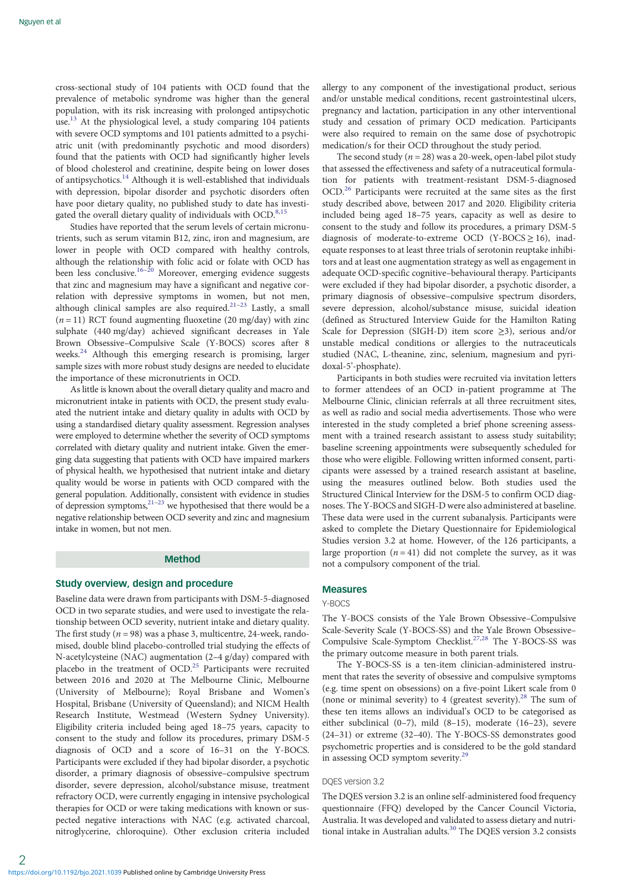cross-sectional study of 104 patients with OCD found that the prevalence of metabolic syndrome was higher than the general population, with its risk increasing with prolonged antipsychotic use.[13] At the physiological level, a study comparing 104 patients with severe OCD symptoms and 101 patients admitted to a psychiatric unit (with predominantly psychotic and mood disorders) found that the patients with OCD had significantly higher levels of blood cholesterol and creatinine, despite being on lower doses of antipsychotics.[14] Although it is well-established that individuals with depression, bipolar disorder and psychotic disorders often have poor dietary quality, no published study to date has investigated the overall dietary quality of individuals with OCD.[8,15]

Studies have reported that the serum levels of certain micronutrients, such as serum vitamin B12, zinc, iron and magnesium, are lower in people with OCD compared with healthy controls, although the relationship with folic acid or folate with OCD has been less conclusive.[16–20] Moreover, emerging evidence suggests that zinc and magnesium may have a significant and negative correlation with depressive symptoms in women, but not men, although clinical samples are also required.[21–23] Lastly, a small ($n = 11$) RCT found augmenting fluoxetine (20 mg/day) with zinc sulphate (440 mg/day) achieved significant decreases in Yale Brown Obsessive–Compulsive Scale (Y-BOCS) scores after 8 weeks.[24] Although this emerging research is promising, larger sample sizes with more robust study designs are needed to elucidate the importance of these micronutrients in OCD.

As little is known about the overall dietary quality and macro and micronutrient intake in patients with OCD, the present study evaluated the nutrient intake and dietary quality in adults with OCD by using a standardised dietary quality assessment. Regression analyses were employed to determine whether the severity of OCD symptoms correlated with dietary quality and nutrient intake. Given the emerging data suggesting that patients with OCD have impaired markers of physical health, we hypothesised that nutrient intake and dietary quality would be worse in patients with OCD compared with the general population. Additionally, consistent with evidence in studies of depression symptoms,[21–23] we hypothesised that there would be a negative relationship between OCD severity and zinc and magnesium intake in women, but not men.

## Method

### Study overview, design and procedure

Baseline data were drawn from participants with DSM-5-diagnosed OCD in two separate studies, and were used to investigate the relationship between OCD severity, nutrient intake and dietary quality. The first study ($n = 98$) was a phase 3, multicentre, 24-week, randomised, double blind placebo-controlled trial studying the effects of N-acetylcysteine (NAC) augmentation (2–4 g/day) compared with placebo in the treatment of OCD.[25] Participants were recruited between 2016 and 2020 at The Melbourne Clinic, Melbourne (University of Melbourne); Royal Brisbane and Women's Hospital, Brisbane (University of Queensland); and NICM Health Research Institute, Westmead (Western Sydney University). Eligibility criteria included being aged 18–75 years, capacity to consent to the study and follow its procedures, primary DSM-5 diagnosis of OCD and a score of 16–31 on the Y-BOCS. Participants were excluded if they had bipolar disorder, a psychotic disorder, a primary diagnosis of obsessive–compulsive spectrum disorder, severe depression, alcohol/substance misuse, treatment refractory OCD, were currently engaging in intensive psychological therapies for OCD or were taking medications with known or suspected negative interactions with NAC (e.g. activated charcoal, nitroglycerine, chloroquine). Other exclusion criteria included allergy to any component of the investigational product, serious and/or unstable medical conditions, recent gastrointestinal ulcers, pregnancy and lactation, participation in any other interventional study and cessation of primary OCD medication. Participants were also required to remain on the same dose of psychotropic medication/s for their OCD throughout the study period.

The second study ($n = 28$) was a 20-week, open-label pilot study that assessed the effectiveness and safety of a nutraceutical formulation for patients with treatment-resistant DSM-5-diagnosed OCD.[26] Participants were recruited at the same sites as the first study described above, between 2017 and 2020. Eligibility criteria included being aged 18–75 years, capacity as well as desire to consent to the study and follow its procedures, a primary DSM-5 diagnosis of moderate-to-extreme OCD (Y-BOCS $\geq 16$), inadequate responses to at least three trials of serotonin reuptake inhibitors and at least one augmentation strategy as well as engagement in adequate OCD-specific cognitive–behavioural therapy. Participants were excluded if they had bipolar disorder, a psychotic disorder, a primary diagnosis of obsessive–compulsive spectrum disorders, severe depression, alcohol/substance misuse, suicidal ideation (defined as Structured Interview Guide for the Hamilton Rating Scale for Depression (SIGH-D) item score $\geq 3$), serious and/or unstable medical conditions or allergies to the nutraceuticals studied (NAC, L-theanine, zinc, selenium, magnesium and pyridoxal-5'-phosphate).

Participants in both studies were recruited via invitation letters to former attendees of an OCD in-patient programme at The Melbourne Clinic, clinician referrals at all three recruitment sites, as well as radio and social media advertisements. Those who were interested in the study completed a brief phone screening assessment with a trained research assistant to assess study suitability; baseline screening appointments were subsequently scheduled for those who were eligible. Following written informed consent, participants were assessed by a trained research assistant at baseline, using the measures outlined below. Both studies used the Structured Clinical Interview for the DSM-5 to confirm OCD diagnoses. The Y-BOCS and SIGH-D were also administered at baseline. These data were used in the current subanalysis. Participants were asked to complete the Dietary Questionnaire for Epidemiological Studies version 3.2 at home. However, of the 126 participants, a large proportion ($n = 41$) did not complete the survey, as it was not a compulsory component of the trial.

### Measures

#### Y-BOCS

The Y-BOCS consists of the Yale Brown Obsessive–Compulsive Scale-Severity Scale (Y-BOCS-SS) and the Yale Brown Obsessive–Compulsive Scale-Symptom Checklist.[27,28] The Y-BOCS-SS was the primary outcome measure in both parent trials.

The Y-BOCS-SS is a ten-item clinician-administered instrument that rates the severity of obsessive and compulsive symptoms (e.g. time spent on obsessions) on a five-point Likert scale from 0 (none or minimal severity) to 4 (greatest severity).[28] The sum of these ten items allows an individual's OCD to be categorised as either subclinical (0–7), mild (8–15), moderate (16–23), severe (24–31) or extreme (32–40). The Y-BOCS-SS demonstrates good psychometric properties and is considered to be the gold standard in assessing OCD symptom severity.[29]

#### DQES version 3.2

The DQES version 3.2 is an online self-administered food frequency questionnaire (FFQ) developed by the Cancer Council Victoria, Australia. It was developed and validated to assess dietary and nutritional intake in Australian adults.[30] The DQES version 3.2 consists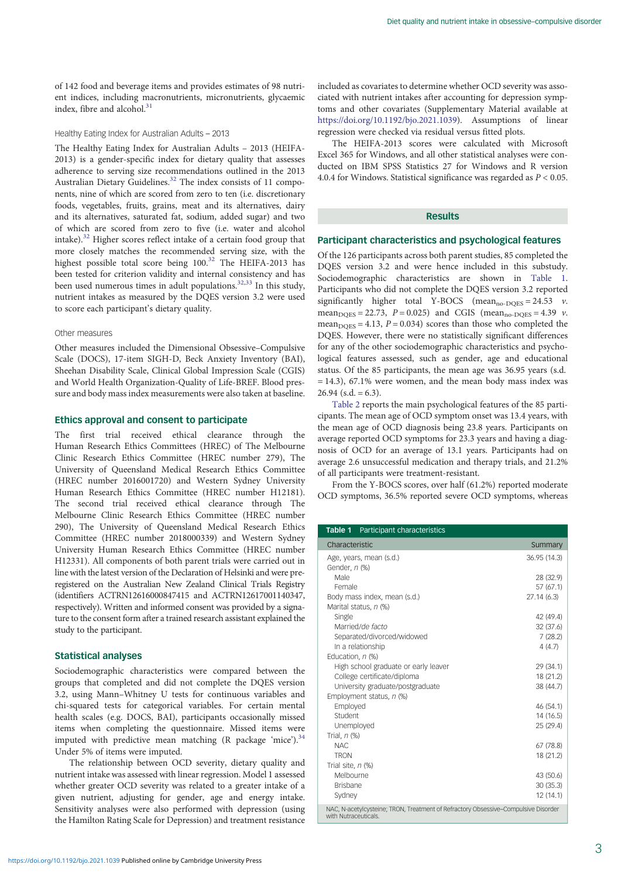of 142 food and beverage items and provides estimates of 98 nutrient indices, including macronutrients, micronutrients, glycaemic index, fibre and alcohol.[31]

### Healthy Eating Index for Australian Adults – 2013

The Healthy Eating Index for Australian Adults – 2013 (HEIFA-2013) is a gender-specific index for dietary quality that assesses adherence to serving size recommendations outlined in the 2013 Australian Dietary Guidelines.[32] The index consists of 11 components, nine of which are scored from zero to ten (i.e. discretionary foods, vegetables, fruits, grains, meat and its alternatives, dairy and its alternatives, saturated fat, sodium, added sugar) and two of which are scored from zero to five (i.e. water and alcohol intake).[32] Higher scores reflect intake of a certain food group that more closely matches the recommended serving size, with the highest possible total score being 100.[32] The HEIFA-2013 has been tested for criterion validity and internal consistency and has been used numerous times in adult populations.[32,33] In this study, nutrient intakes as measured by the DQES version 3.2 were used to score each participant's dietary quality.

### Other measures

Other measures included the Dimensional Obsessive–Compulsive Scale (DOCS), 17-item SIGH-D, Beck Anxiety Inventory (BAI), Sheehan Disability Scale, Clinical Global Impression Scale (CGIS) and World Health Organization-Quality of Life-BREF. Blood pressure and body mass index measurements were also taken at baseline.

## Ethics approval and consent to participate

The first trial received ethical clearance through the Human Research Ethics Committees (HREC) of The Melbourne Clinic Research Ethics Committee (HREC number 279), The University of Queensland Medical Research Ethics Committee (HREC number 2016001720) and Western Sydney University Human Research Ethics Committee (HREC number H12181). The second trial received ethical clearance through The Melbourne Clinic Research Ethics Committee (HREC number 290), The University of Queensland Medical Research Ethics Committee (HREC number 2018000339) and Western Sydney University Human Research Ethics Committee (HREC number H12331). All components of both parent trials were carried out in line with the latest version of the Declaration of Helsinki and were preregistered on the Australian New Zealand Clinical Trials Registry (identifiers ACTRN12616000847415 and ACTRN12617001140347, respectively). Written and informed consent was provided by a signature to the consent form after a trained research assistant explained the study to the participant.

## Statistical analyses

Sociodemographic characteristics were compared between the groups that completed and did not complete the DQES version 3.2, using Mann–Whitney U tests for continuous variables and chi-squared tests for categorical variables. For certain mental health scales (e.g. DOCS, BAI), participants occasionally missed items when completing the questionnaire. Missed items were imputed with predictive mean matching (R package 'mice').[34] Under 5% of items were imputed.

The relationship between OCD severity, dietary quality and nutrient intake was assessed with linear regression. Model 1 assessed whether greater OCD severity was related to a greater intake of a given nutrient, adjusting for gender, age and energy intake. Sensitivity analyses were also performed with depression (using the Hamilton Rating Scale for Depression) and treatment resistance included as covariates to determine whether OCD severity was associated with nutrient intakes after accounting for depression symptoms and other covariates (Supplementary Material available at https://doi.org/10.1192/bjo.2021.1039). Assumptions of linear regression were checked via residual versus fitted plots.

The HEIFA-2013 scores were calculated with Microsoft Excel 365 for Windows, and all other statistical analyses were conducted on IBM SPSS Statistics 27 for Windows and R version 4.0.4 for Windows. Statistical significance was regarded as $P < 0.05$.

# Results

## Participant characteristics and psychological features

Of the 126 participants across both parent studies, 85 completed the DQES version 3.2 and were hence included in this substudy. Sociodemographic characteristics are shown in Table 1. Participants who did not complete the DQES version 3.2 reported significantly higher total Y-BOCS ($\text{mean}_{\text{no-DQES}} = 24.53$ *v.* $\text{mean}_{\text{DQES}} = 22.73$, $P = 0.025$) and CGIS ($\text{mean}_{\text{no-DQES}} = 4.39$ *v.* $\text{mean}_{\text{DQES}} = 4.13$, $P = 0.034$) scores than those who completed the DQES. However, there were no statistically significant differences for any of the other sociodemographic characteristics and psychological features assessed, such as gender, age and educational status. Of the 85 participants, the mean age was 36.95 years (s.d. = 14.3), 67.1% were women, and the mean body mass index was 26.94 (s.d. = 6.3).

Table 2 reports the main psychological features of the 85 participants. The mean age of OCD symptom onset was 13.4 years, with the mean age of OCD diagnosis being 23.8 years. Participants on average reported OCD symptoms for 23.3 years and having a diagnosis of OCD for an average of 13.1 years. Participants had on average 2.6 unsuccessful medication and therapy trials, and 21.2% of all participants were treatment-resistant.

From the Y-BOCS scores, over half (61.2%) reported moderate OCD symptoms, 36.5% reported severe OCD symptoms, whereas

**Table 1** Participant characteristics

| Characteristic | Summary |
|---|---|
| Age, years, mean (s.d.) | 36.95 (14.3) |
| Gender, *n* (%) | |
| Male | 28 (32.9) |
| Female | 57 (67.1) |
| Body mass index, mean (s.d.) | 27.14 (6.3) |
| Marital status, *n* (%) | |
| Single | 42 (49.4) |
| Married/*de facto* | 32 (37.6) |
| Separated/divorced/widowed | 7 (28.2) |
| In a relationship | 4 (4.7) |
| Education, *n* (%) | |
| High school graduate or early leaver | 29 (34.1) |
| College certificate/diploma | 18 (21.2) |
| University graduate/postgraduate | 38 (44.7) |
| Employment status, *n* (%) | |
| Employed | 46 (54.1) |
| Student | 14 (16.5) |
| Unemployed | 25 (29.4) |
| Trial, *n* (%) | |
| NAC | 67 (78.8) |
| TRON | 18 (21.2) |
| Trial site, *n* (%) | |
| Melbourne | 43 (50.6) |
| Brisbane | 30 (35.3) |
| Sydney | 12 (14.1) |

NAC, N-acetylcysteine; TRON, Treatment of Refractory Obsessive–Compulsive Disorder with Nutraceuticals.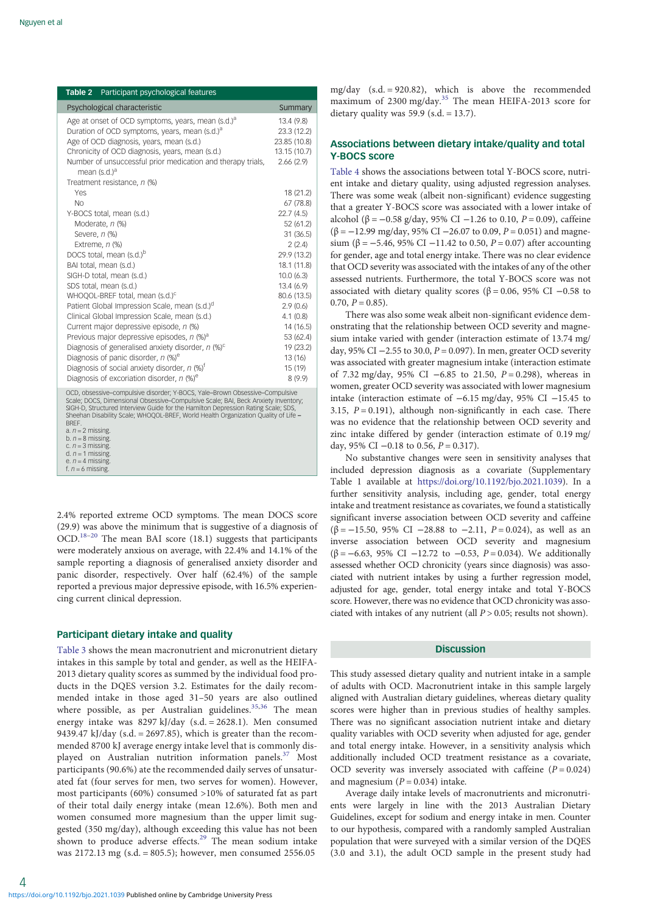**Table 2** Participant psychological features

| Psychological characteristic | Summary |
|---|---|
| Age at onset of OCD symptoms, years, mean (s.d.)[a] | 13.4 (9.8) |
| Duration of OCD symptoms, years, mean (s.d.)[a] | 23.3 (12.2) |
| Age of OCD diagnosis, years, mean (s.d.) | 23.85 (10.8) |
| Chronicity of OCD diagnosis, years, mean (s.d.) | 13.15 (10.7) |
| Number of unsuccessful prior medication and therapy trials, mean (s.d.)[a] | 2.66 (2.9) |
| Treatment resistance, n (%) | |
| Yes | 18 (21.2) |
| No | 67 (78.8) |
| Y-BOCS total, mean (s.d.) | 22.7 (4.5) |
| Moderate, n (%) | 52 (61.2) |
| Severe, n (%) | 31 (36.5) |
| Extreme, n (%) | 2 (2.4) |
| DOCS total, mean (s.d.)[b] | 29.9 (13.2) |
| BAI total, mean (s.d.) | 18.1 (11.8) |
| SIGH-D total, mean (s.d.) | 10.0 (6.3) |
| SDS total, mean (s.d.) | 13.4 (6.9) |
| WHOQOL-BREF total, mean (s.d.)[c] | 80.6 (13.5) |
| Patient Global Impression Scale, mean (s.d.)[d] | 2.9 (0.6) |
| Clinical Global Impression Scale, mean (s.d.) | 4.1 (0.8) |
| Current major depressive episode, n (%) | 14 (16.5) |
| Previous major depressive episodes, n (%)[a] | 53 (62.4) |
| Diagnosis of generalised anxiety disorder, n (%)[c] | 19 (23.2) |
| Diagnosis of panic disorder, n (%)[e] | 13 (16) |
| Diagnosis of social anxiety disorder, n (%)[f] | 15 (19) |
| Diagnosis of excoriation disorder, n (%)[e] | 8 (9.9) |

OCD, obsessive–compulsive disorder; Y-BOCS, Yale–Brown Obsessive–Compulsive Scale; DOCS, Dimensional Obsessive–Compulsive Scale; BAI, Beck Anxiety Inventory; SIGH-D, Structured Interview Guide for the Hamilton Depression Rating Scale; SDS, Sheehan Disability Scale; WHOQOL-BREF, World Health Organization Quality of Life – BREF.
a. n = 2 missing.
b. n = 8 missing.
c. n = 3 missing.
d. n = 1 missing.
e. n = 4 missing.
f. n = 6 missing.

2.4% reported extreme OCD symptoms. The mean DOCS score (29.9) was above the minimum that is suggestive of a diagnosis of OCD.[18–20] The mean BAI score (18.1) suggests that participants were moderately anxious on average, with 22.4% and 14.1% of the sample reporting a diagnosis of generalised anxiety disorder and panic disorder, respectively. Over half (62.4%) of the sample reported a previous major depressive episode, with 16.5% experiencing current clinical depression.

## Participant dietary intake and quality

Table 3 shows the mean macronutrient and micronutrient dietary intakes in this sample by total and gender, as well as the HEIFA-2013 dietary quality scores as summed by the individual food products in the DQES version 3.2. Estimates for the daily recommended intake in those aged 31–50 years are also outlined where possible, as per Australian guidelines.[35,36] The mean energy intake was 8297 kJ/day (s.d. = 2628.1). Men consumed 9439.47 kJ/day (s.d. = 2697.85), which is greater than the recommended 8700 kJ average energy intake level that is commonly displayed on Australian nutrition information panels.[37] Most participants (90.6%) ate the recommended daily serves of unsaturated fat (four serves for men, two serves for women). However, most participants (60%) consumed >10% of saturated fat as part of their total daily energy intake (mean 12.6%). Both men and women consumed more magnesium than the upper limit suggested (350 mg/day), although exceeding this value has not been shown to produce adverse effects.[29] The mean sodium intake was 2172.13 mg (s.d. = 805.5); however, men consumed 2556.05 mg/day (s.d. = 920.82), which is above the recommended maximum of 2300 mg/day.[35] The mean HEIFA-2013 score for dietary quality was 59.9 (s.d. = 13.7).

## Associations between dietary intake/quality and total Y-BOCS score

Table 4 shows the associations between total Y-BOCS score, nutrient intake and dietary quality, using adjusted regression analyses. There was some weak (albeit non-significant) evidence suggesting that a greater Y-BOCS score was associated with a lower intake of alcohol (β = −0.58 g/day, 95% CI −1.26 to 0.10, $P = 0.09$), caffeine (β = −12.99 mg/day, 95% CI −26.07 to 0.09, $P = 0.051$) and magnesium (β = −5.46, 95% CI −11.42 to 0.50, $P = 0.07$) after accounting for gender, age and total energy intake. There was no clear evidence that OCD severity was associated with the intakes of any of the other assessed nutrients. Furthermore, the total Y-BOCS score was not associated with dietary quality scores (β = 0.06, 95% CI −0.58 to 0.70, $P = 0.85$).

There was also some weak albeit non-significant evidence demonstrating that the relationship between OCD severity and magnesium intake varied with gender (interaction estimate of 13.74 mg/day, 95% CI −2.55 to 30.0, $P = 0.097$). In men, greater OCD severity was associated with greater magnesium intake (interaction estimate of 7.32 mg/day, 95% CI −6.85 to 21.50, $P = 0.298$), whereas in women, greater OCD severity was associated with lower magnesium intake (interaction estimate of −6.15 mg/day, 95% CI −15.45 to 3.15, $P = 0.191$), although non-significantly in each case. There was no evidence that the relationship between OCD severity and zinc intake differed by gender (interaction estimate of 0.19 mg/day, 95% CI −0.18 to 0.56, $P = 0.317$).

No substantive changes were seen in sensitivity analyses that included depression diagnosis as a covariate (Supplementary Table 1 available at https://doi.org/10.1192/bjo.2021.1039). In a further sensitivity analysis, including age, gender, total energy intake and treatment resistance as covariates, we found a statistically significant inverse association between OCD severity and caffeine (β = −15.50, 95% CI −28.88 to −2.11, $P = 0.024$), as well as an inverse association between OCD severity and magnesium (β = −6.63, 95% CI −12.72 to −0.53, $P = 0.034$). We additionally assessed whether OCD chronicity (years since diagnosis) was associated with nutrient intakes by using a further regression model, adjusted for age, gender, total energy intake and total Y-BOCS score. However, there was no evidence that OCD chronicity was associated with intakes of any nutrient (all $P > 0.05$; results not shown).

# Discussion

This study assessed dietary quality and nutrient intake in a sample of adults with OCD. Macronutrient intake in this sample largely aligned with Australian dietary guidelines, whereas dietary quality scores were higher than in previous studies of healthy samples. There was no significant association nutrient intake and dietary quality variables with OCD severity when adjusted for age, gender and total energy intake. However, in a sensitivity analysis which additionally included OCD treatment resistance as a covariate, OCD severity was inversely associated with caffeine ($P = 0.024$) and magnesium ($P = 0.034$) intake.

Average daily intake levels of macronutrients and micronutrients were largely in line with the 2013 Australian Dietary Guidelines, except for sodium and energy intake in men. Counter to our hypothesis, compared with a randomly sampled Australian population that were surveyed with a similar version of the DQES (3.0 and 3.1), the adult OCD sample in the present study had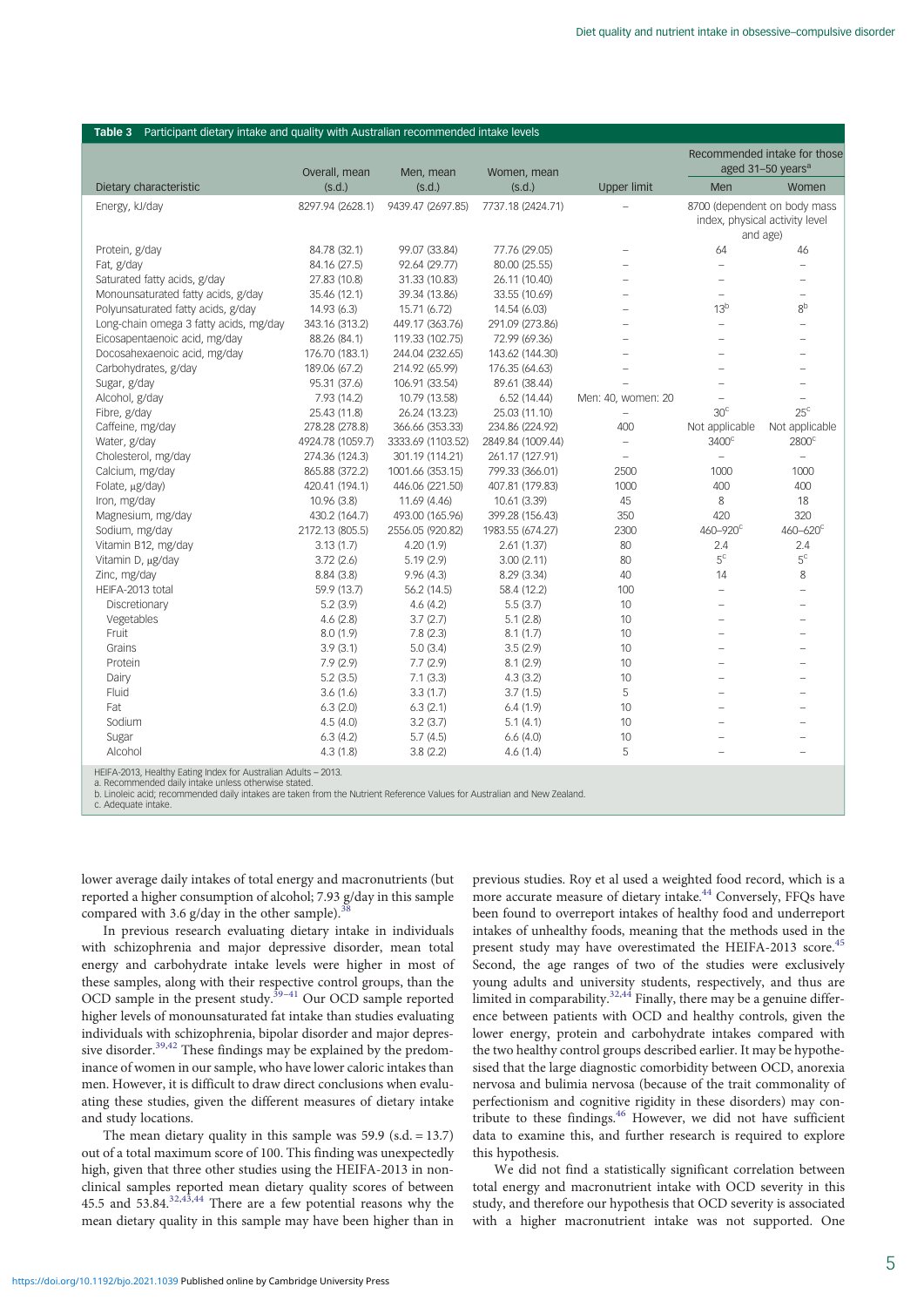**Table 3** Participant dietary intake and quality with Australian recommended intake levels

| Dietary characteristic | Overall, mean (s.d.) | Men, mean (s.d.) | Women, mean (s.d.) | Upper limit | Recommended intake for those aged 31–50 years[a] | |
|---|---|---|---|---|---|---|
| | | | | | Men | Women |
| Energy, kJ/day | 8297.94 (2628.1) | 9439.47 (2697.85) | 7737.18 (2424.71) | – | 8700 (dependent on body mass index, physical activity level and age) | |
| Protein, g/day | 84.78 (32.1) | 99.07 (33.84) | 77.76 (29.05) | – | 64 | 46 |
| Fat, g/day | 84.16 (27.5) | 92.64 (29.77) | 80.00 (25.55) | – | – | – |
| Saturated fatty acids, g/day | 27.83 (10.8) | 31.33 (10.83) | 26.11 (10.40) | – | – | – |
| Monounsaturated fatty acids, g/day | 35.46 (12.1) | 39.34 (13.86) | 33.55 (10.69) | – | – | – |
| Polyunsaturated fatty acids, g/day | 14.93 (6.3) | 15.71 (6.72) | 14.54 (6.03) | – | 13[b] | 8[b] |
| Long-chain omega 3 fatty acids, mg/day | 343.16 (313.2) | 449.17 (363.76) | 291.09 (273.86) | – | – | – |
| Eicosapentaenoic acid, mg/day | 88.26 (84.1) | 119.33 (102.75) | 72.99 (69.36) | – | – | – |
| Docosahexaenoic acid, mg/day | 176.70 (183.1) | 244.04 (232.65) | 143.62 (144.30) | – | – | – |
| Carbohydrates, g/day | 189.06 (67.2) | 214.92 (65.99) | 176.35 (64.63) | – | – | – |
| Sugar, g/day | 95.31 (37.6) | 106.91 (33.54) | 89.61 (38.44) | – | – | – |
| Alcohol, g/day | 7.93 (14.2) | 10.79 (13.58) | 6.52 (14.44) | Men: 40, women: 20 | – | – |
| Fibre, g/day | 25.43 (11.8) | 26.24 (13.23) | 25.03 (11.10) | – | 30[c] | 25[c] |
| Caffeine, mg/day | 278.28 (278.8) | 366.66 (353.33) | 234.86 (224.92) | 400 | Not applicable | Not applicable |
| Water, g/day | 4924.78 (1059.7) | 3333.69 (1103.52) | 2849.84 (1009.44) | – | 3400[c] | 2800[c] |
| Cholesterol, mg/day | 274.36 (124.3) | 301.19 (114.21) | 261.17 (127.91) | – | – | – |
| Calcium, mg/day | 865.88 (372.2) | 1001.66 (353.15) | 799.33 (366.01) | 2500 | 1000 | 1000 |
| Folate, μg/day) | 420.41 (194.1) | 446.06 (221.50) | 407.81 (179.83) | 1000 | 400 | 400 |
| Iron, mg/day | 10.96 (3.8) | 11.69 (4.46) | 10.61 (3.39) | 45 | 8 | 18 |
| Magnesium, mg/day | 430.2 (164.7) | 493.00 (165.96) | 399.28 (156.43) | 350 | 420 | 320 |
| Sodium, mg/day | 2172.13 (805.5) | 2556.05 (920.82) | 1983.55 (674.27) | 2300 | 460–920[c] | 460–620[c] |
| Vitamin B12, mg/day | 3.13 (1.7) | 4.20 (1.9) | 2.61 (1.37) | 80 | 2.4 | 2.4 |
| Vitamin D, μg/day | 3.72 (2.6) | 5.19 (2.9) | 3.00 (2.11) | 80 | 5[c] | 5[c] |
| Zinc, mg/day | 8.84 (3.8) | 9.96 (4.3) | 8.29 (3.34) | 40 | 14 | 8 |
| HEIFA-2013 total | 59.9 (13.7) | 56.2 (14.5) | 58.4 (12.2) | 100 | – | – |
| Discretionary | 5.2 (3.9) | 4.6 (4.2) | 5.5 (3.7) | 10 | – | – |
| Vegetables | 4.6 (2.8) | 3.7 (2.7) | 5.1 (2.8) | 10 | – | – |
| Fruit | 8.0 (1.9) | 7.8 (2.3) | 8.1 (1.7) | 10 | – | – |
| Grains | 3.9 (3.1) | 5.0 (3.4) | 3.5 (2.9) | 10 | – | – |
| Protein | 7.9 (2.9) | 7.7 (2.9) | 8.1 (2.9) | 10 | – | – |
| Dairy | 5.2 (3.5) | 7.1 (3.3) | 4.3 (3.2) | 10 | – | – |
| Fluid | 3.6 (1.6) | 3.3 (1.7) | 3.7 (1.5) | 5 | – | – |
| Fat | 6.3 (2.0) | 6.3 (2.1) | 6.4 (1.9) | 10 | – | – |
| Sodium | 4.5 (4.0) | 3.2 (3.7) | 5.1 (4.1) | 10 | – | – |
| Sugar | 6.3 (4.2) | 5.7 (4.5) | 6.6 (4.0) | 10 | – | – |
| Alcohol | 4.3 (1.8) | 3.8 (2.2) | 4.6 (1.4) | 5 | – | – |

HEIFA-2013, Healthy Eating Index for Australian Adults – 2013.
a. Recommended daily intake unless otherwise stated.
b. Linoleic acid; recommended daily intakes are taken from the Nutrient Reference Values for Australian and New Zealand.
c. Adequate intake.

lower average daily intakes of total energy and macronutrients (but reported a higher consumption of alcohol; 7.93 g/day in this sample compared with 3.6 g/day in the other sample).[38]

In previous research evaluating dietary intake in individuals with schizophrenia and major depressive disorder, mean total energy and carbohydrate intake levels were higher in most of these samples, along with their respective control groups, than the OCD sample in the present study.[39–41] Our OCD sample reported higher levels of monounsaturated fat intake than studies evaluating individuals with schizophrenia, bipolar disorder and major depressive disorder.[39,42] These findings may be explained by the predominance of women in our sample, who have lower caloric intakes than men. However, it is difficult to draw direct conclusions when evaluating these studies, given the different measures of dietary intake and study locations.

The mean dietary quality in this sample was 59.9 (s.d. = 13.7) out of a total maximum score of 100. This finding was unexpectedly high, given that three other studies using the HEIFA-2013 in non-clinical samples reported mean dietary quality scores of between 45.5 and 53.84.[32,43,44] There are a few potential reasons why the mean dietary quality in this sample may have been higher than in previous studies. Roy et al used a weighted food record, which is a more accurate measure of dietary intake.[44] Conversely, FFQs have been found to overreport intakes of healthy food and underreport intakes of unhealthy foods, meaning that the methods used in the present study may have overestimated the HEIFA-2013 score.[45] Second, the age ranges of two of the studies were exclusively young adults and university students, respectively, and thus are limited in comparability.[32,44] Finally, there may be a genuine difference between patients with OCD and healthy controls, given the lower energy, protein and carbohydrate intakes compared with the two healthy control groups described earlier. It may be hypothesised that the large diagnostic comorbidity between OCD, anorexia nervosa and bulimia nervosa (because of the trait commonality of perfectionism and cognitive rigidity in these disorders) may contribute to these findings.[46] However, we did not have sufficient data to examine this, and further research is required to explore this hypothesis.

We did not find a statistically significant correlation between total energy and macronutrient intake with OCD severity in this study, and therefore our hypothesis that OCD severity is associated with a higher macronutrient intake was not supported. One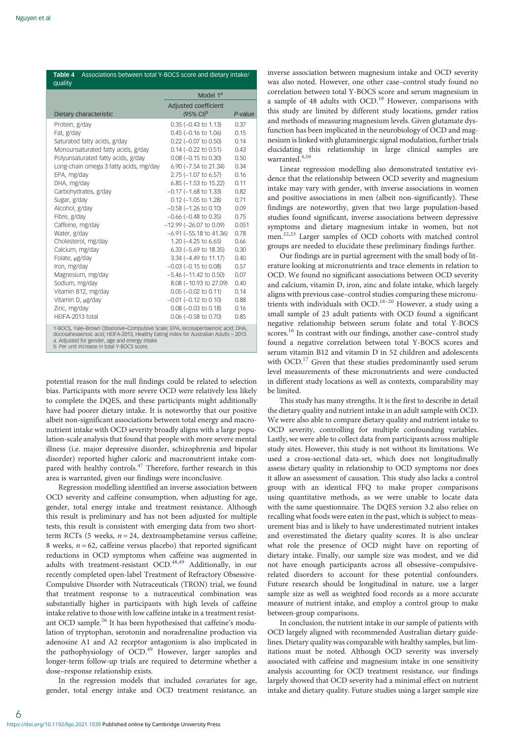**Table 4** Associations between total Y-BOCS score and dietary intake/quality

| Dietary characteristic | Model 1[a] Adjusted coefficient (95% CI)[b] | P-value |
|---|---|---|
| Protein, g/day | 0.35 (−0.43 to 1.13) | 0.37 |
| Fat, g/day | 0.45 (−0.16 to 1.06) | 0.15 |
| Saturated fatty acids, g/day | 0.22 (−0.07 to 0.50) | 0.14 |
| Monounsaturated fatty acids, g/day | 0.14 (−0.22 to 0.51) | 0.43 |
| Polyunsaturated fatty acids, g/day | 0.08 (−0.15 to 0.30) | 0.50 |
| Long-chain omega 3 fatty acids, mg/day | 6.90 (−7.54 to 21.34) | 0.34 |
| EPA, mg/day | 2.75 (−1.07 to 6.57) | 0.16 |
| DHA, mg/day | 6.85 (−1.53 to 15.22) | 0.11 |
| Carbohydrates, g/day | −0.17 (−1.68 to 1.33) | 0.82 |
| Sugar, g/day | 0.12 (−1.05 to 1.28) | 0.71 |
| Alcohol, g/day | −0.58 (−1.26 to 0.10) | 0.09 |
| Fibre, g/day | −0.66 (−0.48 to 0.35) | 0.75 |
| Caffeine, mg/day | −12.99 (−26.07 to 0.09) | 0.051 |
| Water, g/day | −6.91 (−55.18 to 41.36) | 0.78 |
| Cholesterol, mg/day | 1.20 (−4.25 to 6.65) | 0.66 |
| Calcium, mg/day | 6.33 (−5.69 to 18.35) | 0.30 |
| Folate, μg/day | 3.34 (−4.49 to 11.17) | 0.40 |
| Iron, mg/day | −0.03 (−0.15 to 0.08) | 0.57 |
| Magnesium, mg/day | −5.46 (−11.42 to 0.50) | 0.07 |
| Sodium, mg/day | 8.08 (−10.93 to 27.09) | 0.40 |
| Vitamin B12, mg/day | 0.05 (−0.02 to 0.11) | 0.14 |
| Vitamin D, μg/day | −0.01 (−0.12 to 0.10) | 0.88 |
| Zinc, mg/day | 0.08 (−0.03 to 0.18) | 0.16 |
| HEIFA-2013 total | 0.06 (−0.58 to 0.70) | 0.85 |

Y-BOCS, Yale–Brown Obsessive–Compulsive Scale; EPA, eicosapentaenoic acid; DHA, docosahexaenoic acid; HEIFA-2013, Healthy Eating Index for Australian Adults – 2013.
a. Adjusted for gender, age and energy intake
b. Per unit increase in total Y-BOCS score.

potential reason for the null findings could be related to selection bias. Participants with more severe OCD were relatively less likely to complete the DQES, and these participants might additionally have had poorer dietary intake. It is noteworthy that our positive albeit non-significant associations between total energy and macronutrient intake with OCD severity broadly aligns with a large population-scale analysis that found that people with more severe mental illness (i.e. major depressive disorder, schizophrenia and bipolar disorder) reported higher caloric and macronutrient intake compared with healthy controls.[47] Therefore, further research in this area is warranted, given our findings were inconclusive.

Regression modelling identified an inverse association between OCD severity and caffeine consumption, when adjusting for age, gender, total energy intake and treatment resistance. Although this result is preliminary and has not been adjusted for multiple tests, this result is consistent with emerging data from two short-term RCTs (5 weeks, $n = 24$, dextroamphetamine versus caffeine; 8 weeks, $n = 62$, caffeine versus placebo) that reported significant reductions in OCD symptoms when caffeine was augmented in adults with treatment-resistant OCD.[48,49] Additionally, in our recently completed open-label Treatment of Refractory Obsessive-Compulsive Disorder with Nutraceuticals (TRON) trial, we found that treatment response to a nutraceutical combination was substantially higher in participants with high levels of caffeine intake relative to those with low caffeine intake in a treatment resistant OCD sample.[26] It has been hypothesised that caffeine's modulation of tryptophan, serotonin and noradrenaline production via adenosine A1 and A2 receptor antagonism is also implicated in the pathophysiology of OCD.[49] However, larger samples and longer-term follow-up trials are required to determine whether a dose–response relationship exists.

In the regression models that included covariates for age, gender, total energy intake and OCD treatment resistance, an inverse association between magnesium intake and OCD severity was also noted. However, one other case–control study found no correlation between total Y-BOCS score and serum magnesium in a sample of 48 adults with OCD.[18] However, comparisons with this study are limited by different study locations, gender ratios and methods of measuring magnesium levels. Given glutamate dysfunction has been implicated in the neurobiology of OCD and magnesium is linked with glutaminergic signal modulation, further trials elucidating this relationship in large clinical samples are warranted.[4,50]

Linear regression modelling also demonstrated tentative evidence that the relationship between OCD severity and magnesium intake may vary with gender, with inverse associations in women and positive associations in men (albeit non-significantly). These findings are noteworthy, given that two large population-based studies found significant, inverse associations between depressive symptoms and dietary magnesium intake in women, but not men.[22,23] Larger samples of OCD cohorts with matched control groups are needed to elucidate these preliminary findings further.

Our findings are in partial agreement with the small body of literature looking at micronutrients and trace elements in relation to OCD. We found no significant associations between OCD severity and calcium, vitamin D, iron, zinc and folate intake, which largely aligns with previous case–control studies comparing these micronutrients with individuals with OCD.[18–20] However, a study using a small sample of 23 adult patients with OCD found a significant negative relationship between serum folate and total Y-BOCS scores.[16] In contrast with our findings, another case–control study found a negative correlation between total Y-BOCS scores and serum vitamin B12 and vitamin D in 52 children and adolescents with OCD.[17] Given that these studies predominantly used serum level measurements of these micronutrients and were conducted in different study locations as well as contexts, comparability may be limited.

This study has many strengths. It is the first to describe in detail the dietary quality and nutrient intake in an adult sample with OCD. We were also able to compare dietary quality and nutrient intake to OCD severity, controlling for multiple confounding variables. Lastly, we were able to collect data from participants across multiple study sites. However, this study is not without its limitations. We used a cross-sectional data-set, which does not longitudinally assess dietary quality in relationship to OCD symptoms nor does it allow an assessment of causation. This study also lacks a control group with an identical FFQ to make proper comparisons using quantitative methods, as we were unable to locate data with the same questionnaire. The DQES version 3.2 also relies on recalling what foods were eaten in the past, which is subject to measurement bias and is likely to have underestimated nutrient intakes and overestimated the dietary quality scores. It is also unclear what role the presence of OCD might have on reporting of dietary intake. Finally, our sample size was modest, and we did not have enough participants across all obsessive–compulsive-related disorders to account for these potential confounders. Future research should be longitudinal in nature, use a larger sample size as well as weighted food records as a more accurate measure of nutrient intake, and employ a control group to make between-group comparisons.

In conclusion, the nutrient intake in our sample of patients with OCD largely aligned with recommended Australian dietary guidelines. Dietary quality was comparable with healthy samples, but limitations must be noted. Although OCD severity was inversely associated with caffeine and magnesium intake in one sensitivity analysis accounting for OCD treatment resistance, our findings largely showed that OCD severity had a minimal effect on nutrient intake and dietary quality. Future studies using a larger sample size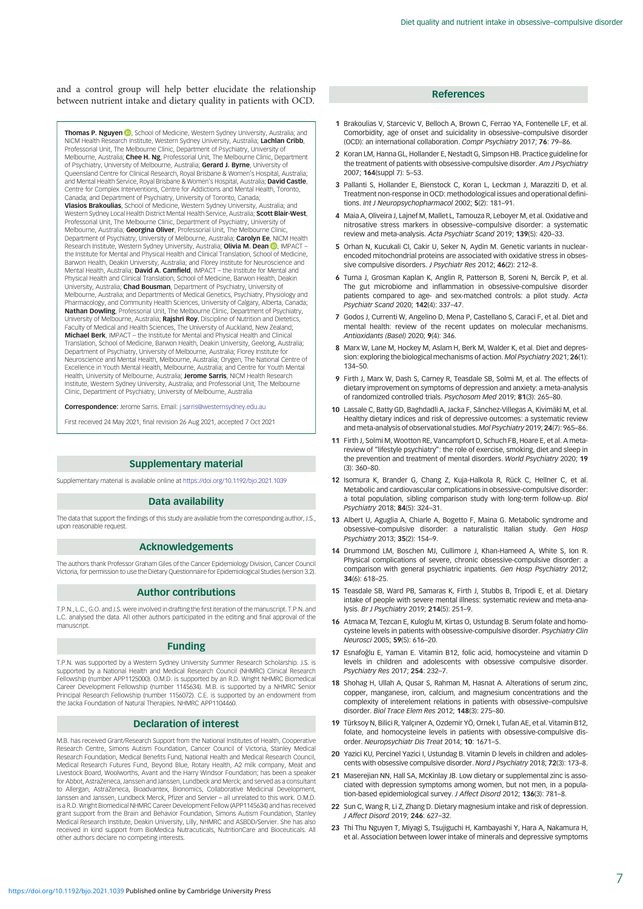and a control group will help better elucidate the relationship between nutrient intake and dietary quality in patients with OCD.

**Thomas P. Nguyen**, School of Medicine, Western Sydney University, Australia; and NICM Health Research Institute, Western Sydney University, Australia; **Lachlan Cribb**, Professorial Unit, The Melbourne Clinic, Department of Psychiatry, University of Melbourne, Australia; **Chee H. Ng**, Professorial Unit, The Melbourne Clinic, Department of Psychiatry, University of Melbourne, Australia; **Gerard J. Byrne**, University of Queensland Centre for Clinical Research, Royal Brisbane & Women's Hospital, Australia; and Mental Health Service, Royal Brisbane & Women's Hospital, Australia; **David Castle**, Centre for Complex Interventions, Centre for Addictions and Mental Health, Toronto, Canada; and Department of Psychiatry, University of Toronto, Canada; **Vlasios Brakoulias**, School of Medicine, Western Sydney University, Australia; and Western Sydney Local Health District Mental Health Service, Australia; **Scott Blair-West**, Professorial Unit, The Melbourne Clinic, Department of Psychiatry, University of Melbourne, Australia; **Georgina Oliver**, Professorial Unit, The Melbourne Clinic, Department of Psychiatry, University of Melbourne, Australia; **Carolyn Ee**, NICM Health Research Institute, Western Sydney University, Australia; **Olivia M. Dean**, IMPACT – the Institute for Mental and Physical Health and Clinical Translation, School of Medicine, Barwon Health, Deakin University, Australia; and Florey Institute for Neuroscience and Mental Health, Australia; **David A. Camfield**, IMPACT – the Institute for Mental and Physical Health and Clinical Translation, School of Medicine, Barwon Health, Deakin University, Australia; **Chad Bousman**, Department of Psychiatry, University of Melbourne, Australia; and Departments of Medical Genetics, Psychiatry, Physiology and Pharmacology, and Community Health Sciences, University of Calgary, Alberta, Canada; **Nathan Dowling**, Professorial Unit, The Melbourne Clinic, Department of Psychiatry, University of Melbourne, Australia; **Rajshri Roy**, Discipline of Nutrition and Dietetics, Faculty of Medical and Health Sciences, The University of Auckland, New Zealand; **Michael Berk**, IMPACT – the Institute for Mental and Physical Health and Clinical Translation, School of Medicine, Barwon Health, Deakin University, Geelong, Australia; Department of Psychiatry, University of Melbourne, Australia; Florey Institute for Neuroscience and Mental Health, Melbourne, Australia; Orygen, The National Centre of Excellence in Youth Mental Health, Melbourne, Australia; and Centre for Youth Mental Health, University of Melbourne, Australia; **Jerome Sarris**, NICM Health Research Institute, Western Sydney University, Australia; and Professorial Unit, The Melbourne Clinic, Department of Psychiatry, University of Melbourne, Australia

**Correspondence:** Jerome Sarris. Email: j.sarris@westernsydney.edu.au

First received 24 May 2021, final revision 26 Aug 2021, accepted 7 Oct 2021

## Supplementary material

Supplementary material is available online at https://doi.org/10.1192/bjo.2021.1039

## Data availability

The data that support the findings of this study are available from the corresponding author, J.S., upon reasonable request.

## Acknowledgements

The authors thank Professor Graham Giles of the Cancer Epidemiology Division, Cancer Council Victoria, for permission to use the Dietary Questionnaire for Epidemiological Studies (version 3.2).

## Author contributions

T.P.N., L.C., G.O. and J.S. were involved in drafting the first iteration of the manuscript. T.P.N. and L.C. analysed the data. All other authors participated in the editing and final approval of the manuscript.

## Funding

T.P.N. was supported by a Western Sydney University Summer Research Scholarship. J.S. is supported by a National Health and Medical Research Council (NHMRC) Clinical Research Fellowship (number APP1125000). O.M.D. is supported by an R.D. Wright NHMRC Biomedical Career Development Fellowship (number 1145634). M.B. is supported by a NHMRC Senior Principal Research Fellowship (number 1156072). C.E. is supported by an endowment from the Jacka Foundation of Natural Therapies. NHMRC APP1104460.

## Declaration of interest

M.B. has received Grant/Research Support from the National Institutes of Health, Cooperative Research Centre, Simons Autism Foundation, Cancer Council of Victoria, Stanley Medical Research Foundation, Medical Benefits Fund, National Health and Medical Research Council, Medical Research Futures Fund, Beyond Blue, Rotary Health, A2 milk company, Meat and Livestock Board, Woolworths, Avant and the Harry Windsor Foundation; has been a speaker for Abbot, AstraZeneca, Janssen and Janssen, Lundbeck and Merck; and served as a consultant to Allergan, AstraZeneca, Bioadvantex, Bionomics, Collaborative Medicinal Development, Janssen and Janssen, Lundbeck Merck, Pfizer and Servier – all unrelated to this work. O.M.D. is a R.D. Wright Biomedical NHMRC Career Development Fellow (APP1145634) and has received grant support from the Brain and Behavior Foundation, Simons Autism Foundation, Stanley Medical Research Institute, Deakin University, Lilly, NHMRC and ASBDD/Servier. She has also received in kind support from BioMedica Nutracuticals, NutritionCare and Bioceuticals. All other authors declare no competing interests.

## References

1. Brakoulias V, Starcevic V, Belloch A, Brown C, Ferrao YA, Fontenelle LF, et al. Comorbidity, age of onset and suicidality in obsessive–compulsive disorder (OCD): an international collaboration. *Compr Psychiatry* 2017; **76**: 79–86.
2. Koran LM, Hanna GL, Hollander E, Nestadt G, Simpson HB. Practice guideline for the treatment of patients with obsessive-compulsive disorder. *Am J Psychiatry* 2007; **164**(suppl 7): 5–53.
3. Pallanti S, Hollander E, Bienstock C, Koran L, Leckman J, Marazziti D, et al. Treatment non-response in OCD: methodological issues and operational definitions. *Int J Neuropsychopharmacol* 2002; **5**(2): 181–91.
4. Maia A, Oliveira J, Lajnef M, Mallet L, Tamouza R, Leboyer M, et al. Oxidative and nitrosative stress markers in obsessive–compulsive disorder: a systematic review and meta-analysis. *Acta Psychiatr Scand* 2019; **139**(5): 420–33.
5. Orhan N, Kucukali CI, Cakir U, Seker N, Aydin M. Genetic variants in nuclear-encoded mitochondrial proteins are associated with oxidative stress in obsessive compulsive disorders. *J Psychiatr Res* 2012; **46**(2): 212–8.
6. Turna J, Grosman Kaplan K, Anglin R, Patterson B, Soreni N, Bercik P, et al. The gut microbiome and inflammation in obsessive-compulsive disorder patients compared to age- and sex-matched controls: a pilot study. *Acta Psychiatr Scand* 2020; **142**(4): 337–47.
7. Godos J, Currenti W, Angelino D, Mena P, Castellano S, Caraci F, et al. Diet and mental health: review of the recent updates on molecular mechanisms. *Antioxidants (Basel)* 2020; **9**(4): 346.
8. Marx W, Lane M, Hockey M, Aslam H, Berk M, Walder K, et al. Diet and depression: exploring the biological mechanisms of action. *Mol Psychiatry* 2021; **26**(1): 134–50.
9. Firth J, Marx W, Dash S, Carney R, Teasdale SB, Solmi M, et al. The effects of dietary improvement on symptoms of depression and anxiety: a meta-analysis of randomized controlled trials. *Psychosom Med* 2019; **81**(3): 265–80.
10. Lassale C, Batty GD, Baghdadli A, Jacka F, Sánchez-Villegas A, Kivimäki M, et al. Healthy dietary indices and risk of depressive outcomes: a systematic review and meta-analysis of observational studies. *Mol Psychiatry* 2019; **24**(7): 965–86.
11. Firth J, Solmi M, Wootton RE, Vancampfort D, Schuch FB, Hoare E, et al. A meta-review of "lifestyle psychiatry": the role of exercise, smoking, diet and sleep in the prevention and treatment of mental disorders. *World Psychiatry* 2020; **19** (3): 360–80.
12. Isomura K, Brander G, Chang Z, Kuja-Halkola R, Rück C, Hellner C, et al. Metabolic and cardiovascular complications in obsessive-compulsive disorder: a total population, sibling comparison study with long-term follow-up. *Biol Psychiatry* 2018; **84**(5): 324–31.
13. Albert U, Aguglia A, Chiarle A, Bogetto F, Maina G. Metabolic syndrome and obsessive–compulsive disorder: a naturalistic Italian study. *Gen Hosp Psychiatry* 2013; **35**(2): 154–9.
14. Drummond LM, Boschen MJ, Cullimore J, Khan-Hameed A, White S, Ion R. Physical complications of severe, chronic obsessive-compulsive disorder: a comparison with general psychiatric inpatients. *Gen Hosp Psychiatry* 2012; **34**(6): 618–25.
15. Teasdale SB, Ward PB, Samaras K, Firth J, Stubbs B, Tripodi E, et al. Dietary intake of people with severe mental illness: systematic review and meta-analysis. *Br J Psychiatry* 2019; **214**(5): 251–9.
16. Atmaca M, Tezcan E, Kuloglu M, Kirtas O, Ustundag B. Serum folate and homocysteine levels in patients with obsessive-compulsive disorder. *Psychiatry Clin Neurosci* 2005; **59**(5): 616–20.
17. Esnafoğlu E, Yaman E. Vitamin B12, folic acid, homocysteine and vitamin D levels in children and adolescents with obsessive compulsive disorder. *Psychiatry Res* 2017; **254**: 232–7.
18. Shohag H, Ullah A, Qusar S, Rahman M, Hasnat A. Alterations of serum zinc, copper, manganese, iron, calcium, and magnesium concentrations and the complexity of interelement relations in patients with obsessive–compulsive disorder. *Biol Trace Elem Res* 2012; **148**(3): 275–80.
19. Türksoy N, Bilici R, Yalçıner A, Ozdemir YÖ, Ornek I, Tufan AE, et al. Vitamin B12, folate, and homocysteine levels in patients with obsessive-compulsive disorder. *Neuropsychiatr Dis Treat* 2014; **10**: 1671–5.
20. Yazici KU, Percinel Yazici I, Ustundag B. Vitamin D levels in children and adolescents with obsessive compulsive disorder. *Nord J Psychiatry* 2018; **72**(3): 173–8.
21. Maserejian NN, Hall SA, McKinlay JB. Low dietary or supplemental zinc is associated with depression symptoms among women, but not men, in a population-based epidemiological survey. *J Affect Disord* 2012; **136**(3): 781–8.
22. Sun C, Wang R, Li Z, Zhang D. Dietary magnesium intake and risk of depression. *J Affect Disord* 2019; **246**: 627–32.
23. Thi Thu Nguyen T, Miyagi S, Tsujiguchi H, Kambayashi Y, Hara A, Nakamura H, et al. Association between lower intake of minerals and depressive symptoms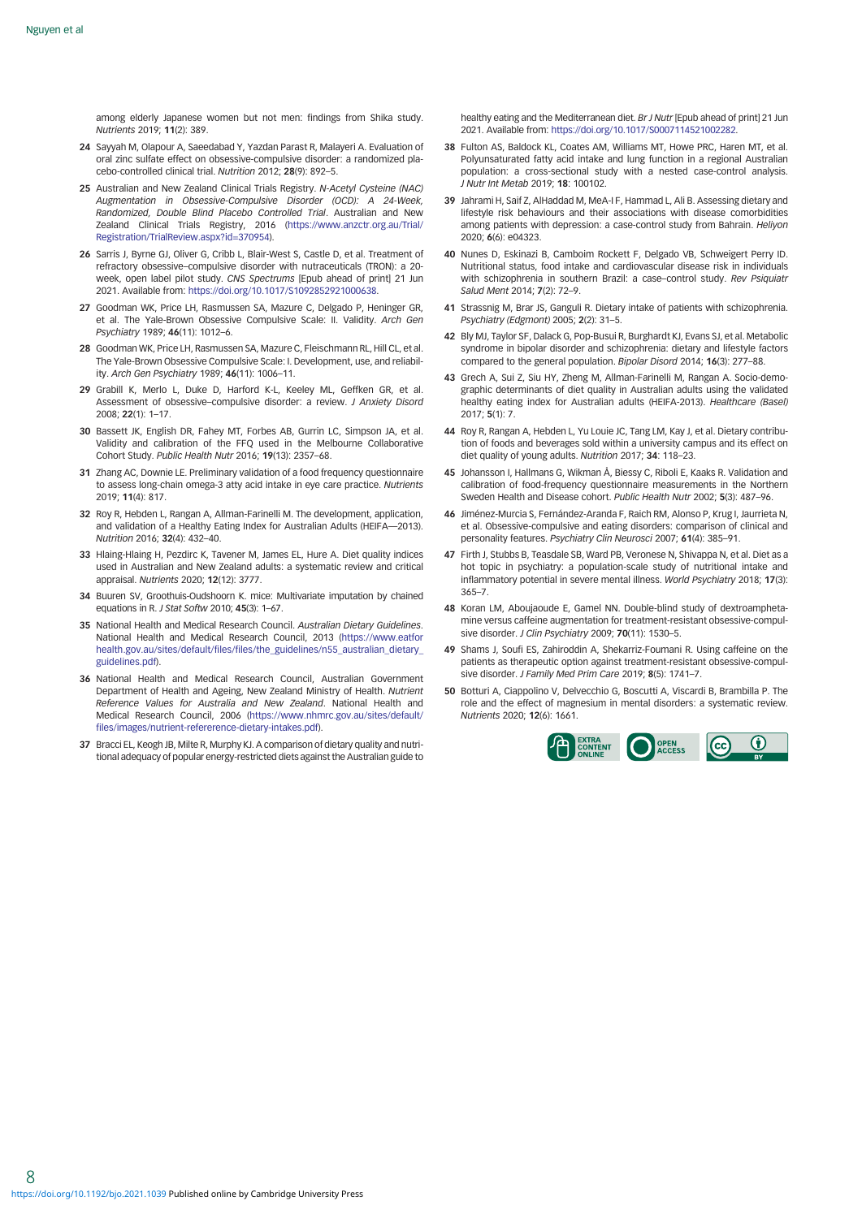among elderly Japanese women but not men: findings from Shika study. *Nutrients* 2019; **11**(2): 389.

24 Sayyah M, Olapour A, Saeedabad Y, Yazdan Parast R, Malayeri A. Evaluation of oral zinc sulfate effect on obsessive-compulsive disorder: a randomized placebo-controlled clinical trial. *Nutrition* 2012; **28**(9): 892–5.

25 Australian and New Zealand Clinical Trials Registry. *N-Acetyl Cysteine (NAC) Augmentation in Obsessive-Compulsive Disorder (OCD): A 24-Week, Randomized, Double Blind Placebo Controlled Trial*. Australian and New Zealand Clinical Trials Registry, 2016 (https://www.anzctr.org.au/Trial/Registration/TrialReview.aspx?id=370954).

26 Sarris J, Byrne GJ, Oliver G, Cribb L, Blair-West S, Castle D, et al. Treatment of refractory obsessive–compulsive disorder with nutraceuticals (TRON): a 20-week, open label pilot study. *CNS Spectrums* [Epub ahead of print] 21 Jun 2021. Available from: https://doi.org/10.1017/S1092852921000638.

27 Goodman WK, Price LH, Rasmussen SA, Mazure C, Delgado P, Heninger GR, et al. The Yale-Brown Obsessive Compulsive Scale: II. Validity. *Arch Gen Psychiatry* 1989; **46**(11): 1012–6.

28 Goodman WK, Price LH, Rasmussen SA, Mazure C, Fleischmann RL, Hill CL, et al. The Yale-Brown Obsessive Compulsive Scale: I. Development, use, and reliability. *Arch Gen Psychiatry* 1989; **46**(11): 1006–11.

29 Grabill K, Merlo L, Duke D, Harford K-L, Keeley ML, Geffken GR, et al. Assessment of obsessive–compulsive disorder: a review. *J Anxiety Disord* 2008; **22**(1): 1–17.

30 Bassett JK, English DR, Fahey MT, Forbes AB, Gurrin LC, Simpson JA, et al. Validity and calibration of the FFQ used in the Melbourne Collaborative Cohort Study. *Public Health Nutr* 2016; **19**(13): 2357–68.

31 Zhang AC, Downie LE. Preliminary validation of a food frequency questionnaire to assess long-chain omega-3 atty acid intake in eye care practice. *Nutrients* 2019; **11**(4): 817.

32 Roy R, Hebden L, Rangan A, Allman-Farinelli M. The development, application, and validation of a Healthy Eating Index for Australian Adults (HEIFA—2013). *Nutrition* 2016; **32**(4): 432–40.

33 Hlaing-Hlaing H, Pezdirc K, Tavener M, James EL, Hure A. Diet quality indices used in Australian and New Zealand adults: a systematic review and critical appraisal. *Nutrients* 2020; **12**(12): 3777.

34 Buuren SV, Groothuis-Oudshoorn K. mice: Multivariate imputation by chained equations in R. *J Stat Softw* 2010; **45**(3): 1–67.

35 National Health and Medical Research Council. *Australian Dietary Guidelines*. National Health and Medical Research Council, 2013 (https://www.eatforhealth.gov.au/sites/default/files/files/the_guidelines/n55_australian_dietary_guidelines.pdf).

36 National Health and Medical Research Council, Australian Government Department of Health and Ageing, New Zealand Ministry of Health. *Nutrient Reference Values for Australia and New Zealand*. National Health and Medical Research Council, 2006 (https://www.nhmrc.gov.au/sites/default/files/images/nutrient-refererence-dietary-intakes.pdf).

37 Bracci EL, Keogh JB, Milte R, Murphy KJ. A comparison of dietary quality and nutritional adequacy of popular energy-restricted diets against the Australian guide to healthy eating and the Mediterranean diet. *Br J Nutr* [Epub ahead of print] 21 Jun 2021. Available from: https://doi.org/10.1017/S0007114521002282.

38 Fulton AS, Baldock KL, Coates AM, Williams MT, Howe PRC, Haren MT, et al. Polyunsaturated fatty acid intake and lung function in a regional Australian population: a cross-sectional study with a nested case-control analysis. *J Nutr Int Metab* 2019; **18**: 100102.

39 Jahrami H, Saif Z, AlHaddad M, MeA-I F, Hammad L, Ali B. Assessing dietary and lifestyle risk behaviours and their associations with disease comorbidities among patients with depression: a case-control study from Bahrain. *Heliyon* 2020; **6**(6): e04323.

40 Nunes D, Eskinazi B, Camboim Rockett F, Delgado VB, Schweigert Perry ID. Nutritional status, food intake and cardiovascular disease risk in individuals with schizophrenia in southern Brazil: a case–control study. *Rev Psiquiatr Salud Ment* 2014; **7**(2): 72–9.

41 Strassnig M, Brar JS, Ganguli R. Dietary intake of patients with schizophrenia. *Psychiatry (Edgmont)* 2005; **2**(2): 31–5.

42 Bly MJ, Taylor SF, Dalack G, Pop-Busui R, Burghardt KJ, Evans SJ, et al. Metabolic syndrome in bipolar disorder and schizophrenia: dietary and lifestyle factors compared to the general population. *Bipolar Disord* 2014; **16**(3): 277–88.

43 Grech A, Sui Z, Siu HY, Zheng M, Allman-Farinelli M, Rangan A. Socio-demographic determinants of diet quality in Australian adults using the validated healthy eating index for Australian adults (HEIFA-2013). *Healthcare (Basel)* 2017; **5**(1): 7.

44 Roy R, Rangan A, Hebden L, Yu Louie JC, Tang LM, Kay J, et al. Dietary contribution of foods and beverages sold within a university campus and its effect on diet quality of young adults. *Nutrition* 2017; **34**: 118–23.

45 Johansson I, Hallmans G, Wikman Å, Biessy C, Riboli E, Kaaks R. Validation and calibration of food-frequency questionnaire measurements in the Northern Sweden Health and Disease cohort. *Public Health Nutr* 2002; **5**(3): 487–96.

46 Jiménez-Murcia S, Fernández-Aranda F, Raich RM, Alonso P, Krug I, Jaurrieta N, et al. Obsessive-compulsive and eating disorders: comparison of clinical and personality features. *Psychiatry Clin Neurosci* 2007; **61**(4): 385–91.

47 Firth J, Stubbs B, Teasdale SB, Ward PB, Veronese N, Shivappa N, et al. Diet as a hot topic in psychiatry: a population-scale study of nutritional intake and inflammatory potential in severe mental illness. *World Psychiatry* 2018; **17**(3): 365–7.

48 Koran LM, Aboujaoude E, Gamel NN. Double-blind study of dextroamphetamine versus caffeine augmentation for treatment-resistant obsessive-compulsive disorder. *J Clin Psychiatry* 2009; **70**(11): 1530–5.

49 Shams J, Soufi ES, Zahiroddin A, Shekarriz-Foumani R. Using caffeine on the patients as therapeutic option against treatment-resistant obsessive-compulsive disorder. *J Family Med Prim Care* 2019; **8**(5): 1741–7.

50 Botturi A, Ciappolino V, Delvecchio G, Boscutti A, Viscardi B, Brambilla P. The role and the effect of magnesium in mental disorders: a systematic review. *Nutrients* 2020; **12**(6): 1661.